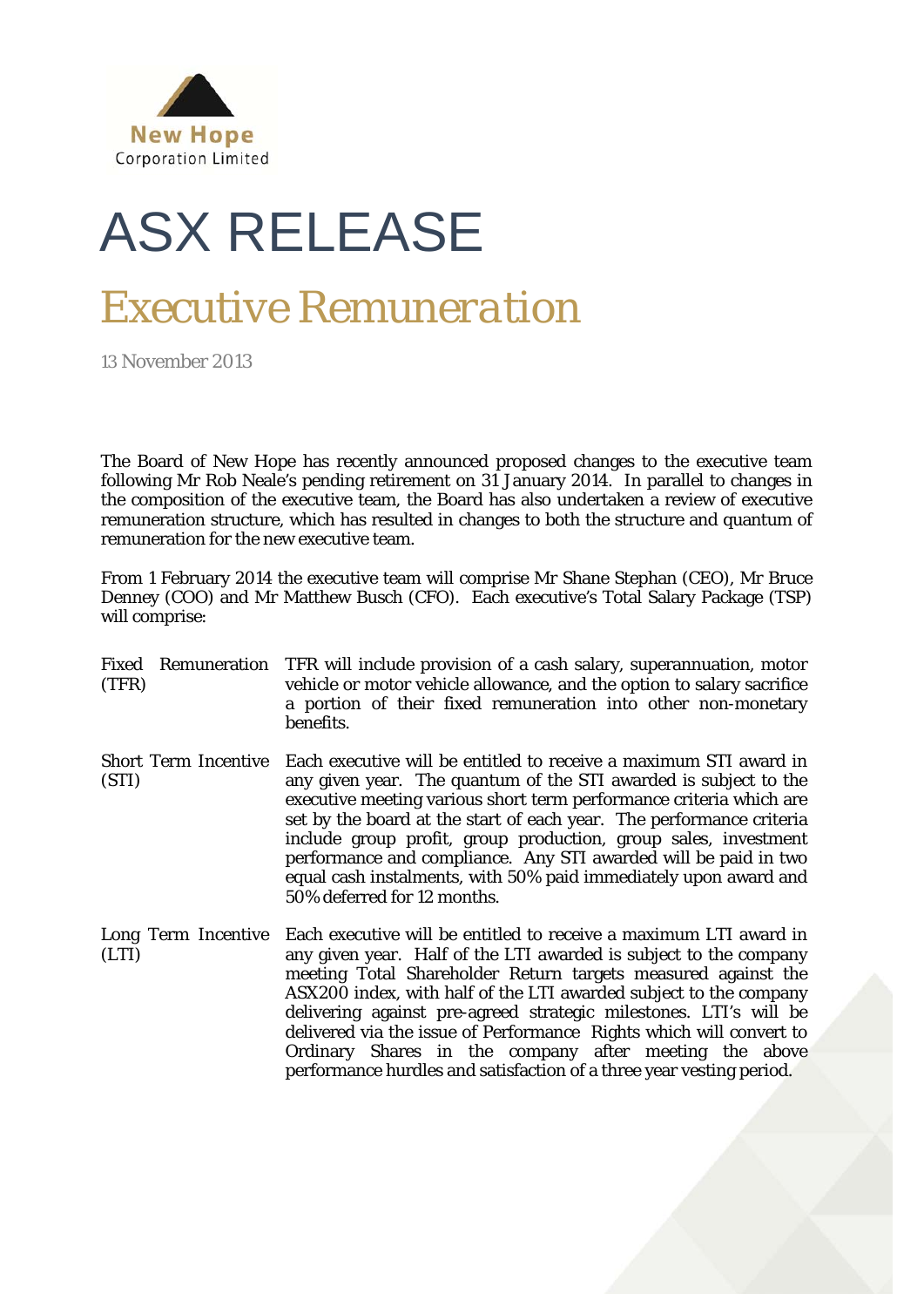New Hope
Corporation Limited

# ASX RELEASE

## Executive Remuneration

13 November 2013

The Board of New Hope has recently announced proposed changes to the executive team following Mr Rob Neale's pending retirement on 31 January 2014. In parallel to changes in the composition of the executive team, the Board has also undertaken a review of executive remuneration structure, which has resulted in changes to both the structure and quantum of remuneration for the new executive team.

From 1 February 2014 the executive team will comprise Mr Shane Stephan (CEO), Mr Bruce Denney (COO) and Mr Matthew Busch (CFO). Each executive's Total Salary Package (TSP) will comprise:

| | |
|---|---|
| Fixed Remuneration (TFR) | TFR will include provision of a cash salary, superannuation, motor vehicle or motor vehicle allowance, and the option to salary sacrifice a portion of their fixed remuneration into other non-monetary benefits. |
| Short Term Incentive (STI) | Each executive will be entitled to receive a maximum STI award in any given year. The quantum of the STI awarded is subject to the executive meeting various short term performance criteria which are set by the board at the start of each year. The performance criteria include group profit, group production, group sales, investment performance and compliance. Any STI awarded will be paid in two equal cash instalments, with 50% paid immediately upon award and 50% deferred for 12 months. |
| Long Term Incentive (LTI) | Each executive will be entitled to receive a maximum LTI award in any given year. Half of the LTI awarded is subject to the company meeting Total Shareholder Return targets measured against the ASX200 index, with half of the LTI awarded subject to the company delivering against pre-agreed strategic milestones. LTI's will be delivered via the issue of Performance Rights which will convert to Ordinary Shares in the company after meeting the above performance hurdles and satisfaction of a three year vesting period. |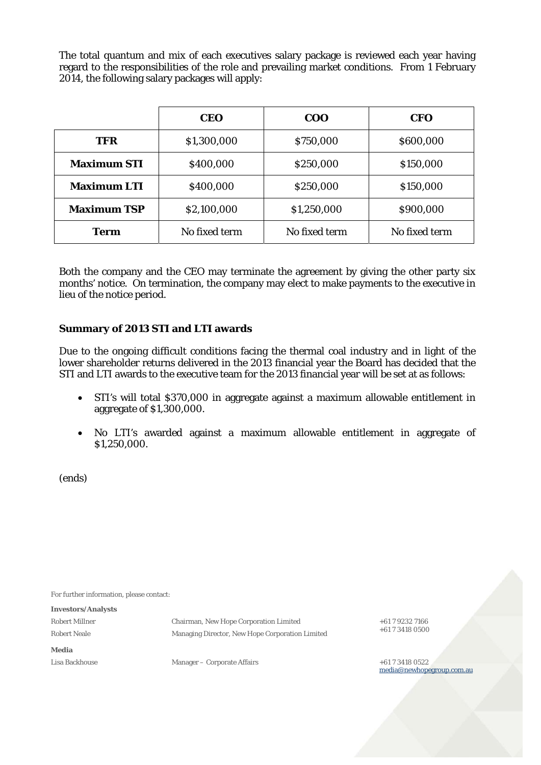The total quantum and mix of each executives salary package is reviewed each year having regard to the responsibilities of the role and prevailing market conditions. From 1 February 2014, the following salary packages will apply:

| | CEO | COO | CFO |
|---|---|---|---|
| **TFR** | $1,300,000 | $750,000 | $600,000 |
| **Maximum STI** | $400,000 | $250,000 | $150,000 |
| **Maximum LTI** | $400,000 | $250,000 | $150,000 |
| **Maximum TSP** | $2,100,000 | $1,250,000 | $900,000 |
| **Term** | No fixed term | No fixed term | No fixed term |

Both the company and the CEO may terminate the agreement by giving the other party six months' notice. On termination, the company may elect to make payments to the executive in lieu of the notice period.

**Summary of 2013 STI and LTI awards**

Due to the ongoing difficult conditions facing the thermal coal industry and in light of the lower shareholder returns delivered in the 2013 financial year the Board has decided that the STI and LTI awards to the executive team for the 2013 financial year will be set at as follows:

- STI's will total $370,000 in aggregate against a maximum allowable entitlement in aggregate of $1,300,000.
- No LTI's awarded against a maximum allowable entitlement in aggregate of $1,250,000.

(ends)

For further information, please contact:

**Investors/Analysts**

| | | |
|---|---|---|
| Robert Millner | Chairman, New Hope Corporation Limited | +61 7 9232 7166 |
| Robert Neale | Managing Director, New Hope Corporation Limited | +61 7 3418 0500 |

**Media**

| | | |
|---|---|---|
| Lisa Backhouse | Manager – Corporate Affairs | +61 7 3418 0522 media@newhopegroup.com.au |